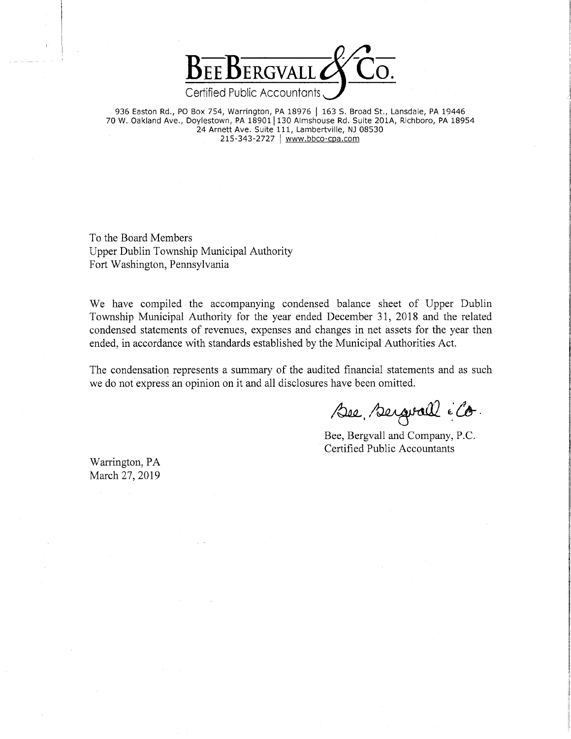**BEE BERGVALL & CO.**
Certified Public Accountants

936 Easton Rd., PO Box 754, Warrington, PA 18976 | 163 S. Broad St., Lansdale, PA 19446
70 W. Oakland Ave., Doylestown, PA 18901 | 130 Almshouse Rd. Suite 201A, Richboro, PA 18954
24 Arnett Ave. Suite 111, Lambertville, NJ 08530
215-343-2727 | www.bbco-cpa.com

To the Board Members
Upper Dublin Township Municipal Authority
Fort Washington, Pennsylvania

We have compiled the accompanying condensed balance sheet of Upper Dublin Township Municipal Authority for the year ended December 31, 2018 and the related condensed statements of revenues, expenses and changes in net assets for the year then ended, in accordance with standards established by the Municipal Authorities Act.

The condensation represents a summary of the audited financial statements and as such we do not express an opinion on it and all disclosures have been omitted.

Bee, Bergvall & Co.

Bee, Bergvall and Company, P.C.
Certified Public Accountants

Warrington, PA
March 27, 2019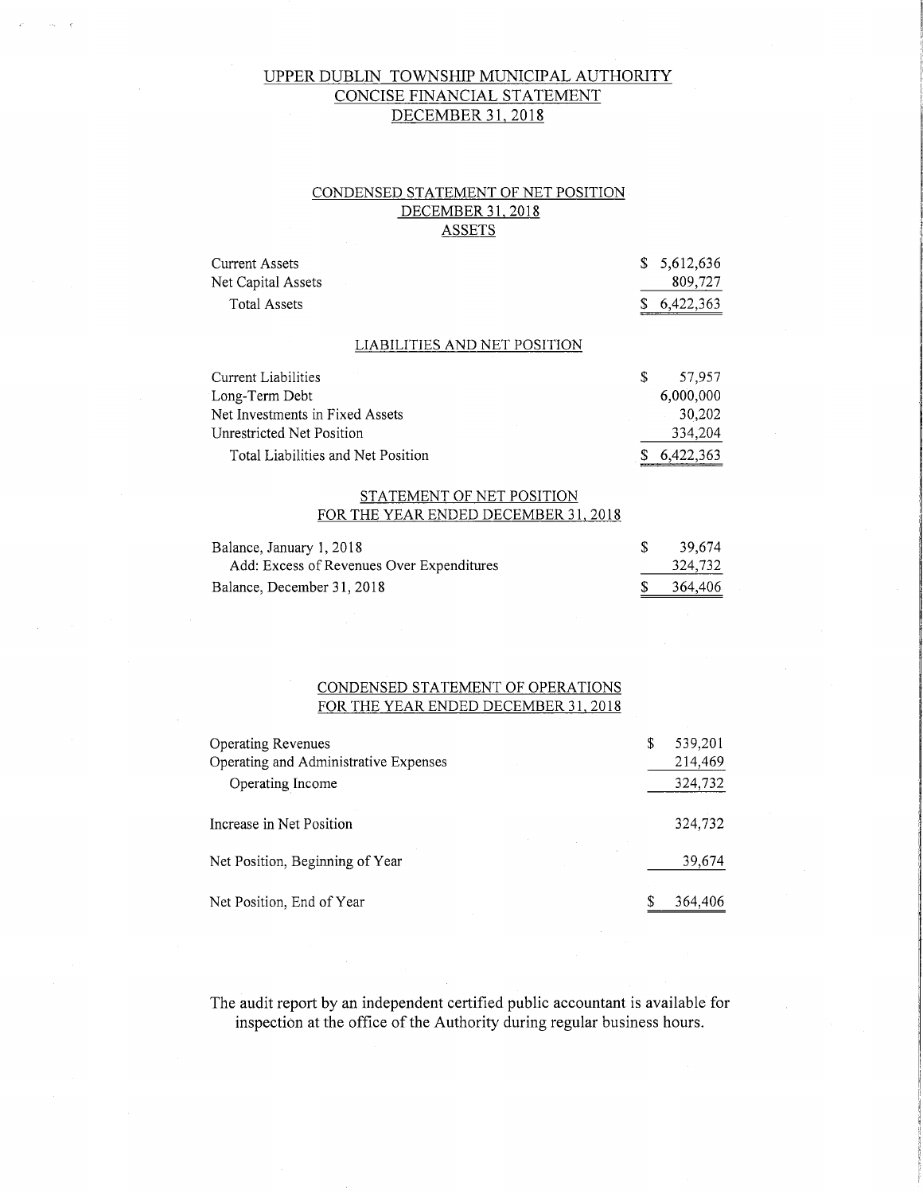# UPPER DUBLIN TOWNSHIP MUNICIPAL AUTHORITY
## CONCISE FINANCIAL STATEMENT
## DECEMBER 31, 2018

### CONDENSED STATEMENT OF NET POSITION
### DECEMBER 31, 2018
### ASSETS

| | |
|---|---|
| Current Assets | $ 5,612,636 |
| Net Capital Assets | 809,727 |
| Total Assets | $ 6,422,363 |

### LIABILITIES AND NET POSITION

| | |
|---|---|
| Current Liabilities | $ 57,957 |
| Long-Term Debt | 6,000,000 |
| Net Investments in Fixed Assets | 30,202 |
| Unrestricted Net Position | 334,204 |
| Total Liabilities and Net Position | $ 6,422,363 |

### STATEMENT OF NET POSITION
### FOR THE YEAR ENDED DECEMBER 31, 2018

| | |
|---|---|
| Balance, January 1, 2018 | $ 39,674 |
| Add: Excess of Revenues Over Expenditures | 324,732 |
| Balance, December 31, 2018 | $ 364,406 |

### CONDENSED STATEMENT OF OPERATIONS
### FOR THE YEAR ENDED DECEMBER 31, 2018

| | |
|---|---|
| Operating Revenues | $ 539,201 |
| Operating and Administrative Expenses | 214,469 |
| Operating Income | 324,732 |
| Increase in Net Position | 324,732 |
| Net Position, Beginning of Year | 39,674 |
| Net Position, End of Year | $ 364,406 |

The audit report by an independent certified public accountant is available for inspection at the office of the Authority during regular business hours.